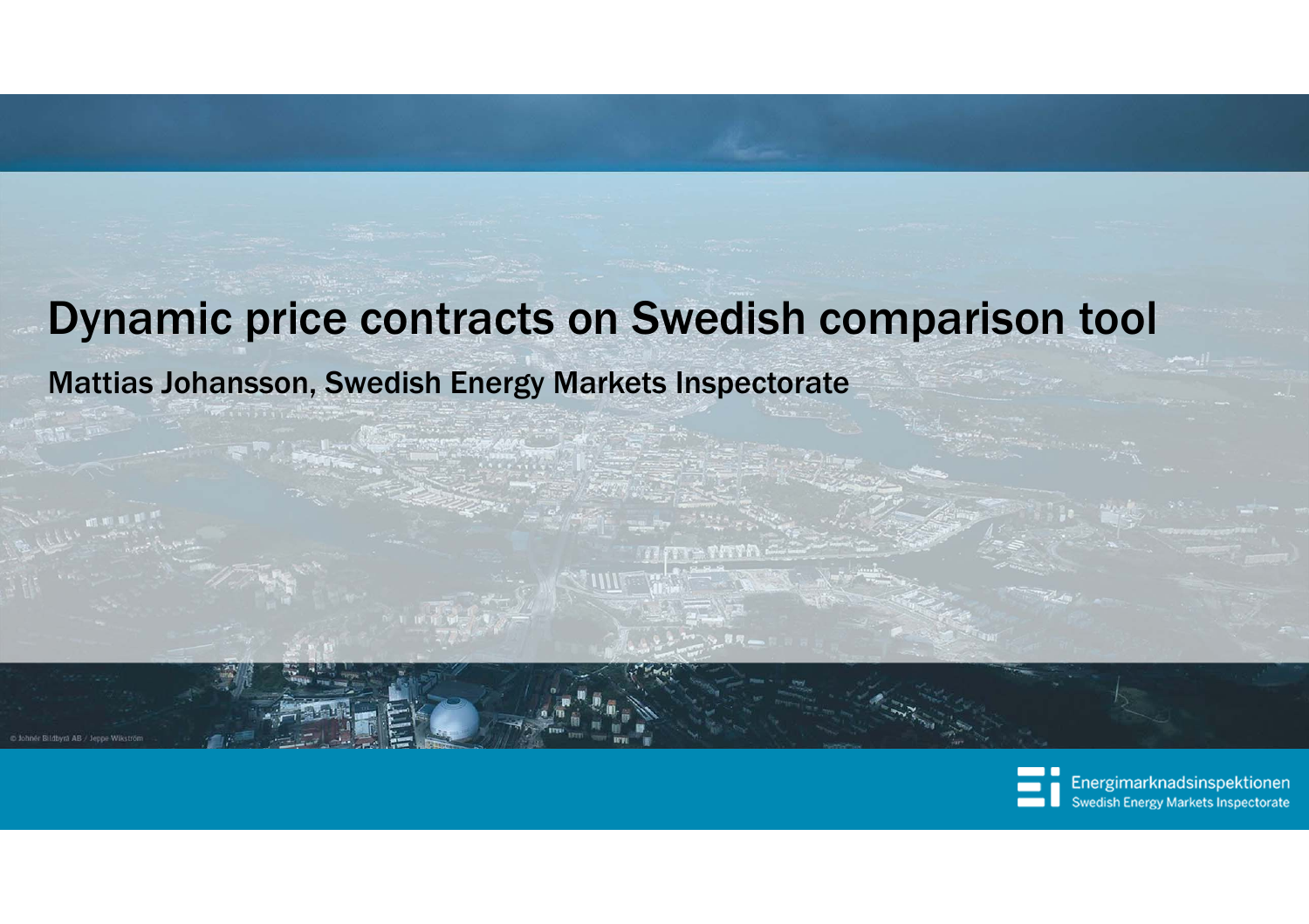# Dynamic price contracts on Swedish comparison tool

Mattias Johansson, Swedish Energy Markets Inspectorate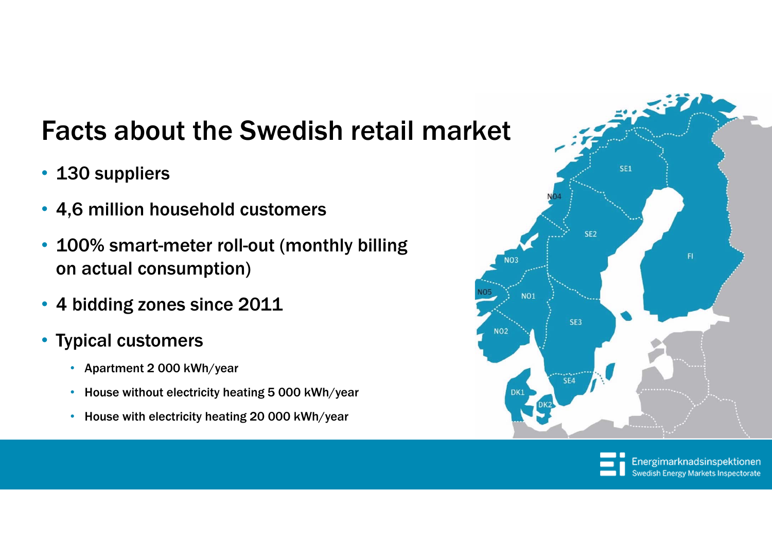# Facts about the Swedish retail market

- 130 suppliers
- 4,6 million household customers
- 100% smart-meter roll-out (monthly billing on actual consumption)
- 4 bidding zones since 2011
- Typical customers
  - Apartment 2 000 kWh/year
  - House without electricity heating 5 000 kWh/year
  - House with electricity heating 20 000 kWh/year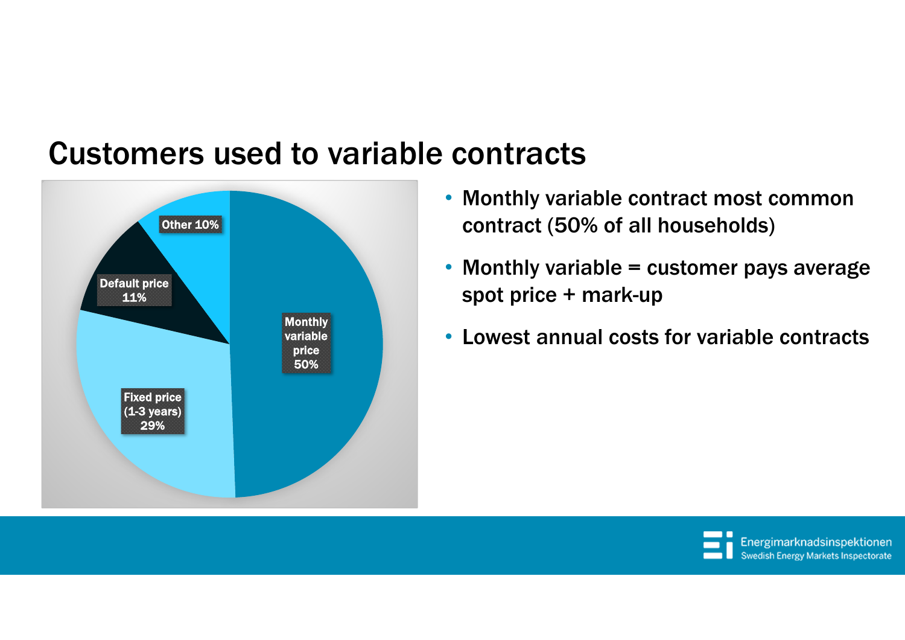# Customers used to variable contracts

Other 10%

Default price 11%

Fixed price (1-3 years) 29%

Monthly variable price 50%

- Monthly variable contract most common contract (50% of all households)
- Monthly variable = customer pays average spot price + mark-up
- Lowest annual costs for variable contracts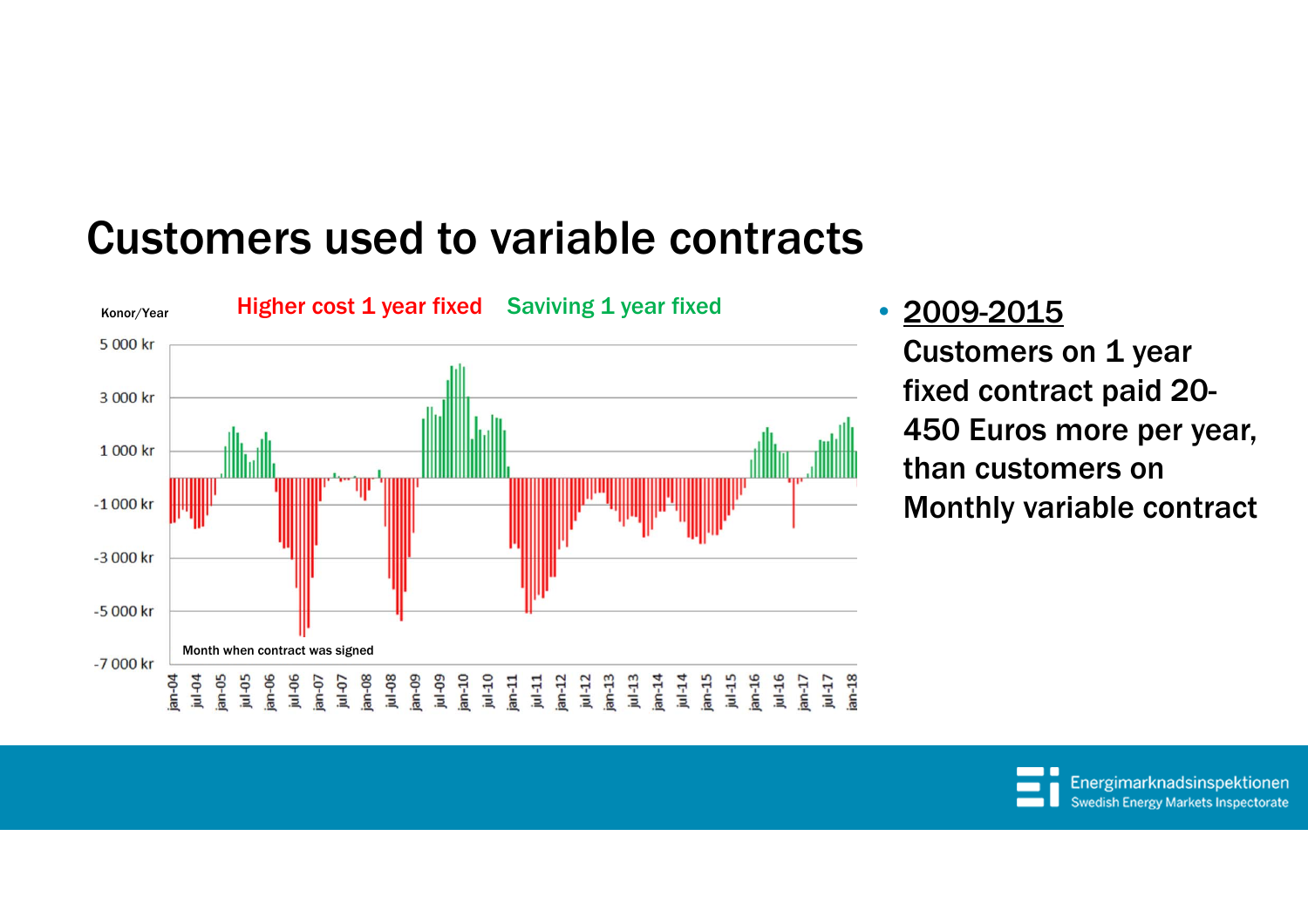# Customers used to variable contracts

Konor/Year

Higher cost 1 year fixed   Saviving 1 year fixed

5 000 kr
3 000 kr
1 000 kr
-1 000 kr
-3 000 kr
-5 000 kr
-7 000 kr

Month when contract was signed

jan-04 jul-04 jan-05 jul-05 jan-06 jul-06 jan-07 jul-07 jan-08 jul-08 jan-09 jul-09 jan-10 jul-10 jan-11 jul-11 jan-12 jul-12 jan-13 jul-13 jan-14 jul-14 jan-15 jul-15 jan-16 jul-16 jan-17 jul-17 jan-18

- **2009-2015**
  Customers on 1 year fixed contract paid 20-450 Euros more per year, than customers on Monthly variable contract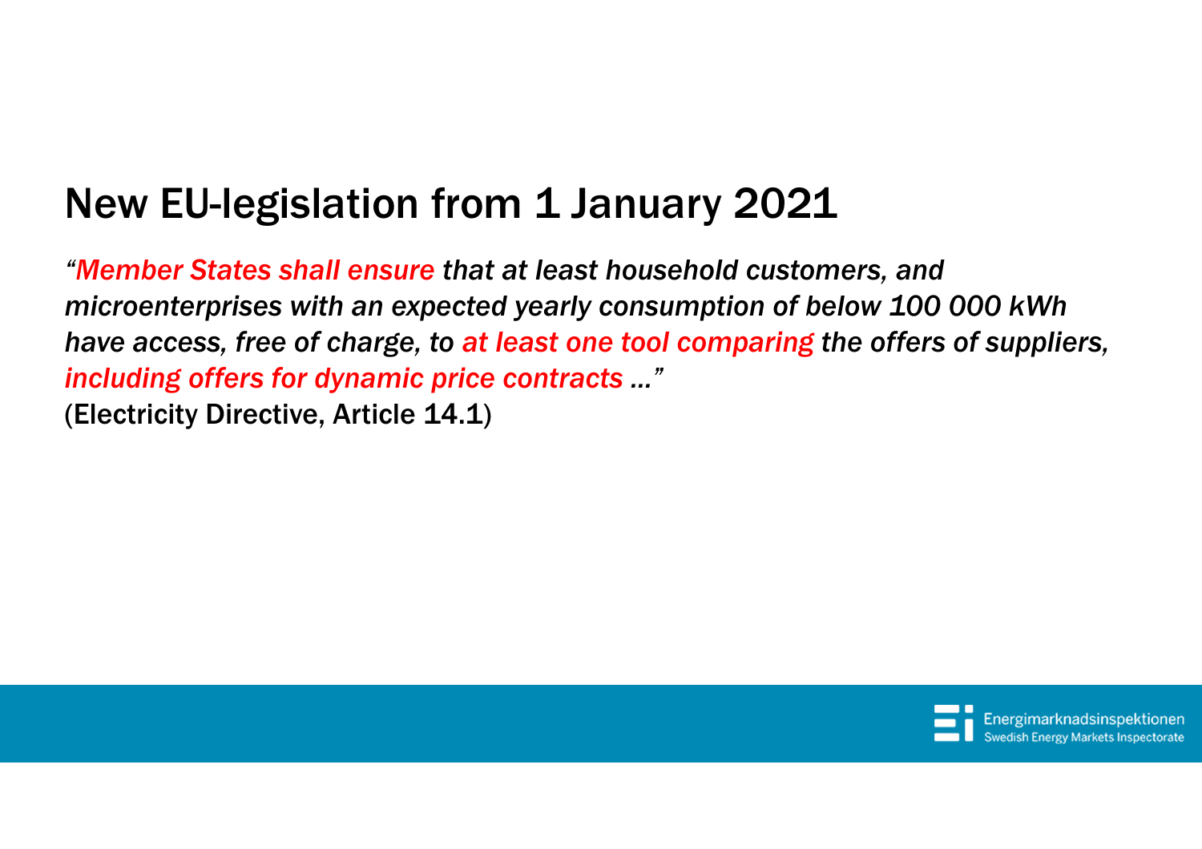# New EU-legislation from 1 January 2021

*"Member States shall ensure that at least household customers, and microenterprises with an expected yearly consumption of below 100 000 kWh have access, free of charge, to at least one tool comparing the offers of suppliers, including offers for dynamic price contracts …"*

(Electricity Directive, Article 14.1)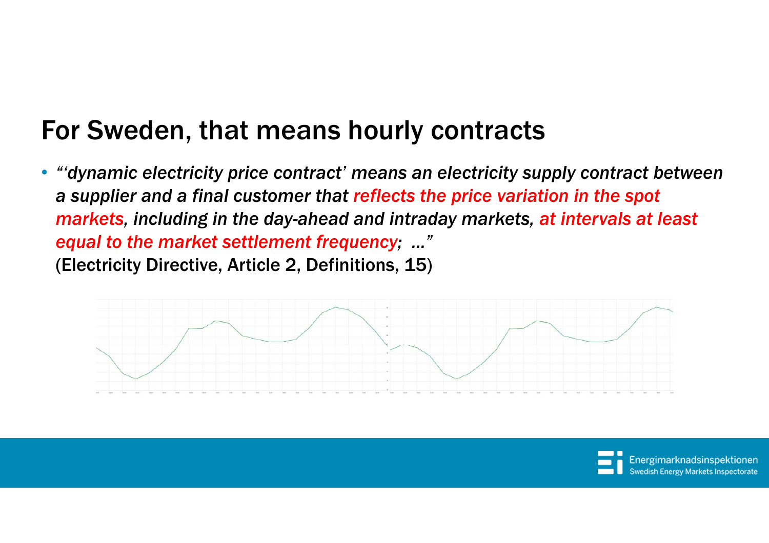# For Sweden, that means hourly contracts

- *"'dynamic electricity price contract' means an electricity supply contract between a supplier and a final customer that reflects the price variation in the spot markets, including in the day-ahead and intraday markets, at intervals at least equal to the market settlement frequency; ..."*
  (Electricity Directive, Article 2, Definitions, 15)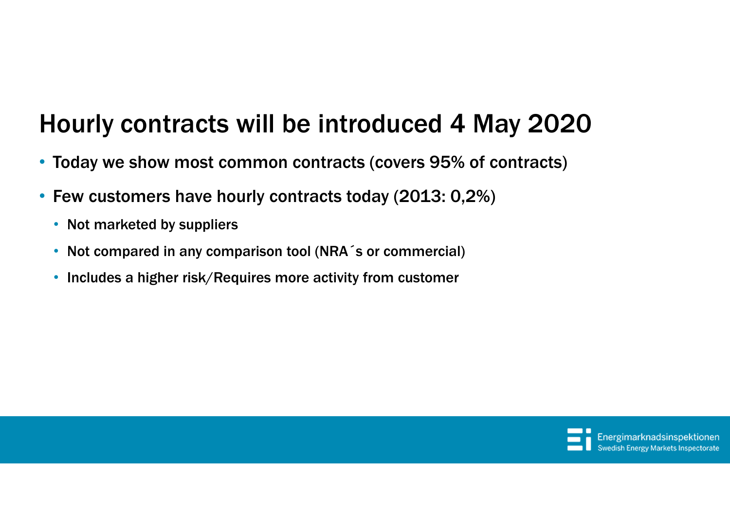# Hourly contracts will be introduced 4 May 2020

- Today we show most common contracts (covers 95% of contracts)
- Few customers have hourly contracts today (2013: 0,2%)
  - Not marketed by suppliers
  - Not compared in any comparison tool (NRA´s or commercial)
  - Includes a higher risk/Requires more activity from customer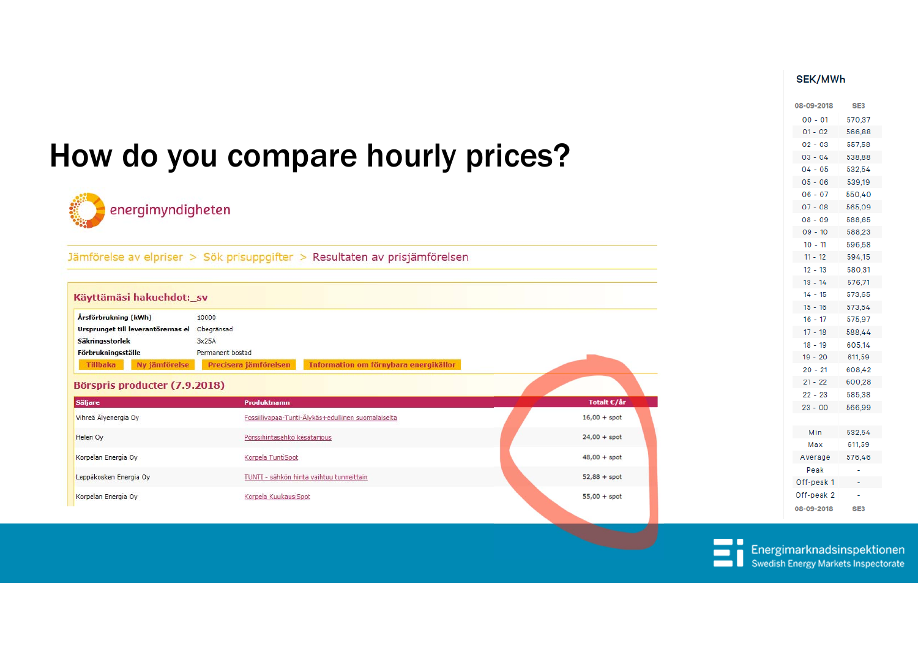# How do you compare hourly prices?

energimyndigheten

Jämförelse av elpriser > Sök prisuppgifter > Resultaten av prisjämförelsen

**Käyttämäsi hakuehdot:_sv**

| | |
|---|---|
| **Årsförbrukning (kWh)** | 10000 |
| **Ursprunget till leverantörernas el** | Obegränsad |
| **Säkringsstorlek** | 3x25A |
| **Förbrukningsställe** | Permanent bostad |

Tillbaka | Ny jämförelse | Precisera jämförelsen | Information om förnybara energikällor

**Börspris producter (7.9.2018)**

| Säljare | Produktnamn | Totalt €/år |
|---|---|---|
| Vihreä Älyenergia Oy | Fossiilivapaa-Tunti-Älykäs+edullinen suomalaiselta | 16,00 + spot |
| Helen Oy | Pörssihintasähkö kesätarjous | 24,00 + spot |
| Korpelan Energia Oy | Korpela TuntiSpot | 48,00 + spot |
| Leppäkosken Energia Oy | TUNTI - sähkön hinta vaihtuu tunneittain | 52,88 + spot |
| Korpelan Energia Oy | Korpela KuukausiSpot | 55,00 + spot |

**SEK/MWh**

| 08-09-2018 | SE3 |
|---|---|
| 00 - 01 | 570,37 |
| 01 - 02 | 566,88 |
| 02 - 03 | 557,58 |
| 03 - 04 | 538,88 |
| 04 - 05 | 532,54 |
| 05 - 06 | 539,19 |
| 06 - 07 | 550,40 |
| 07 - 08 | 565,09 |
| 08 - 09 | 588,65 |
| 09 - 10 | 588,23 |
| 10 - 11 | 596,58 |
| 11 - 12 | 594,15 |
| 12 - 13 | 580,31 |
| 13 - 14 | 576,71 |
| 14 - 15 | 573,65 |
| 15 - 16 | 573,54 |
| 16 - 17 | 575,97 |
| 17 - 18 | 588,44 |
| 18 - 19 | 605,14 |
| 19 - 20 | 611,59 |
| 20 - 21 | 608,42 |
| 21 - 22 | 600,28 |
| 22 - 23 | 585,38 |
| 23 - 00 | 566,99 |
| | |
| Min | 532,54 |
| Max | 611,59 |
| Average | 576,46 |
| Peak | - |
| Off-peak 1 | - |
| Off-peak 2 | - |
| 08-09-2018 | SE3 |

Energimarknadsinspektionen
Swedish Energy Markets Inspectorate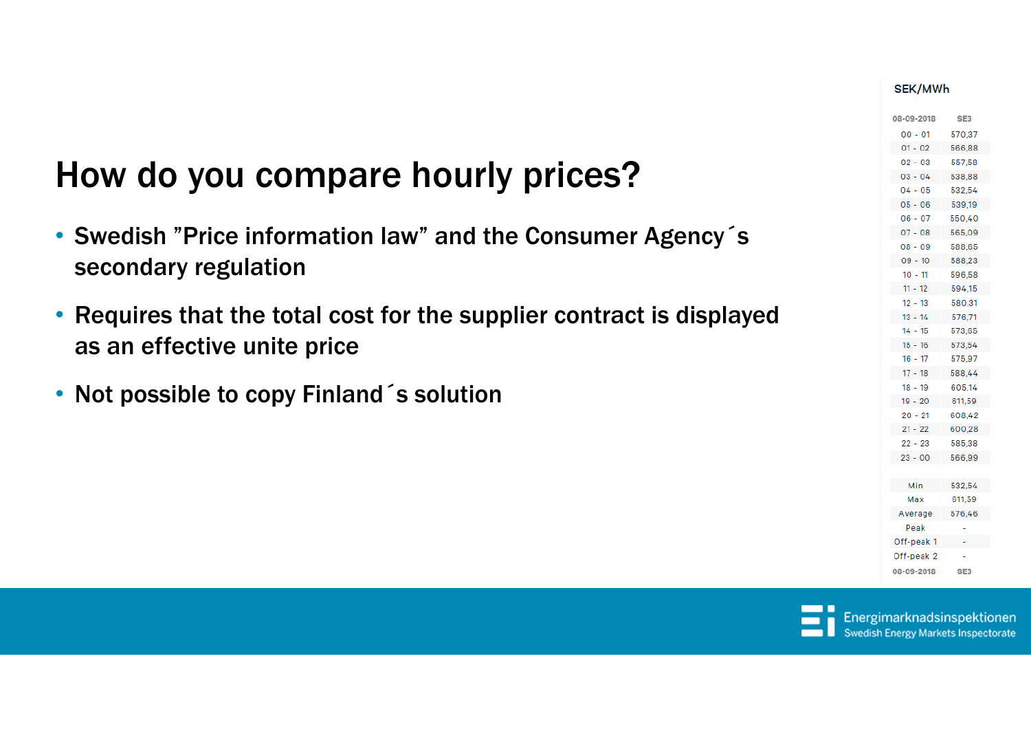# How do you compare hourly prices?

- Swedish ”Price information law” and the Consumer Agency´s secondary regulation
- Requires that the total cost for the supplier contract is displayed as an effective unite price
- Not possible to copy Finland´s solution

SEK/MWh

| 08-09-2018 | SE3 |
|---|---|
| 00 - 01 | 570,37 |
| 01 - 02 | 566,88 |
| 02 - 03 | 557,58 |
| 03 - 04 | 538,88 |
| 04 - 05 | 532,54 |
| 05 - 06 | 539,19 |
| 06 - 07 | 550,40 |
| 07 - 08 | 565,09 |
| 08 - 09 | 588,65 |
| 09 - 10 | 588,23 |
| 10 - 11 | 596,58 |
| 11 - 12 | 594,15 |
| 12 - 13 | 580,31 |
| 13 - 14 | 576,71 |
| 14 - 15 | 573,65 |
| 15 - 16 | 573,54 |
| 16 - 17 | 575,97 |
| 17 - 18 | 588,44 |
| 18 - 19 | 605,14 |
| 19 - 20 | 611,59 |
| 20 - 21 | 608,42 |
| 21 - 22 | 600,28 |
| 22 - 23 | 585,38 |
| 23 - 00 | 566,99 |
| | |
| Min | 532,54 |
| Max | 611,59 |
| Average | 576,46 |
| Peak | - |
| Off-peak 1 | - |
| Off-peak 2 | - |
| 08-09-2018 | SE3 |

Energimarknadsinspektionen
Swedish Energy Markets Inspectorate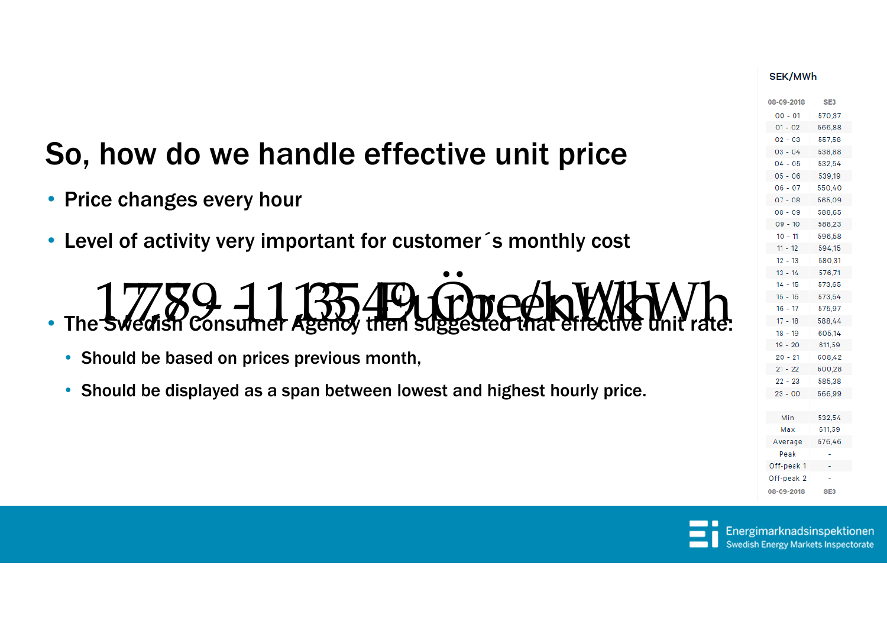## So, how do we handle effective unit price

- Price changes every hour
- Level of activity very important for customer´s monthly cost

17,89 - 113,54 Öre/kWh

1,79 - 11,35 Eurocent/kWh

- The Swedish Consumer Agency then suggested that effective unit rate:
  - Should be based on prices previous month,
  - Should be displayed as a span between lowest and highest hourly price.

SEK/MWh

| 08-09-2018 | SE3 |
|---|---|
| 00 - 01 | 570,37 |
| 01 - 02 | 566,88 |
| 02 - 03 | 557,58 |
| 03 - 04 | 538,88 |
| 04 - 05 | 532,54 |
| 05 - 06 | 539,19 |
| 06 - 07 | 550,40 |
| 07 - 08 | 565,09 |
| 08 - 09 | 588,65 |
| 09 - 10 | 588,23 |
| 10 - 11 | 596,58 |
| 11 - 12 | 594,15 |
| 12 - 13 | 580,31 |
| 13 - 14 | 576,71 |
| 14 - 15 | 573,65 |
| 15 - 16 | 573,54 |
| 16 - 17 | 575,97 |
| 17 - 18 | 588,44 |
| 18 - 19 | 605,14 |
| 19 - 20 | 611,59 |
| 20 - 21 | 608,42 |
| 21 - 22 | 600,28 |
| 22 - 23 | 585,38 |
| 23 - 00 | 566,99 |
| | |
| Min | 532,54 |
| Max | 611,59 |
| Average | 576,46 |
| Peak | - |
| Off-peak 1 | - |
| Off-peak 2 | - |
| 08-09-2018 | SE3 |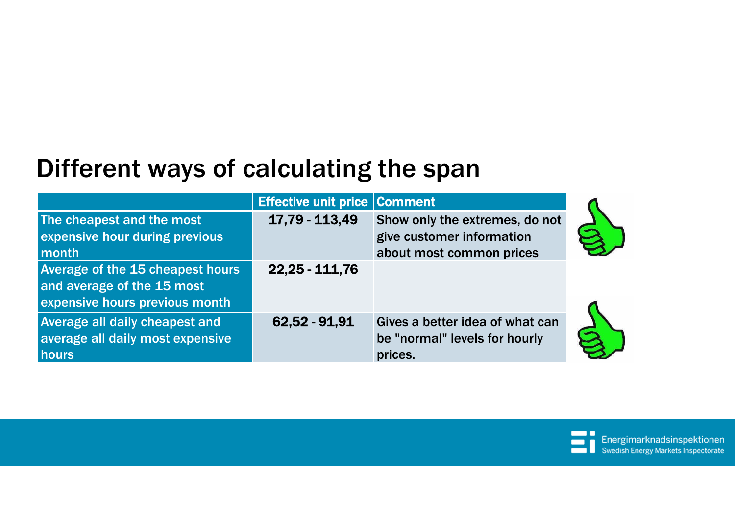# Different ways of calculating the span

|  | Effective unit price | Comment |
|---|---|---|
| The cheapest and the most expensive hour during previous month | 17,79 - 113,49 | Show only the extremes, do not give customer information about most common prices |
| Average of the 15 cheapest hours and average of the 15 most expensive hours previous month | 22,25 - 111,76 |  |
| Average all daily cheapest and average all daily most expensive hours | 62,52 - 91,91 | Gives a better idea of what can be "normal" levels for hourly prices. |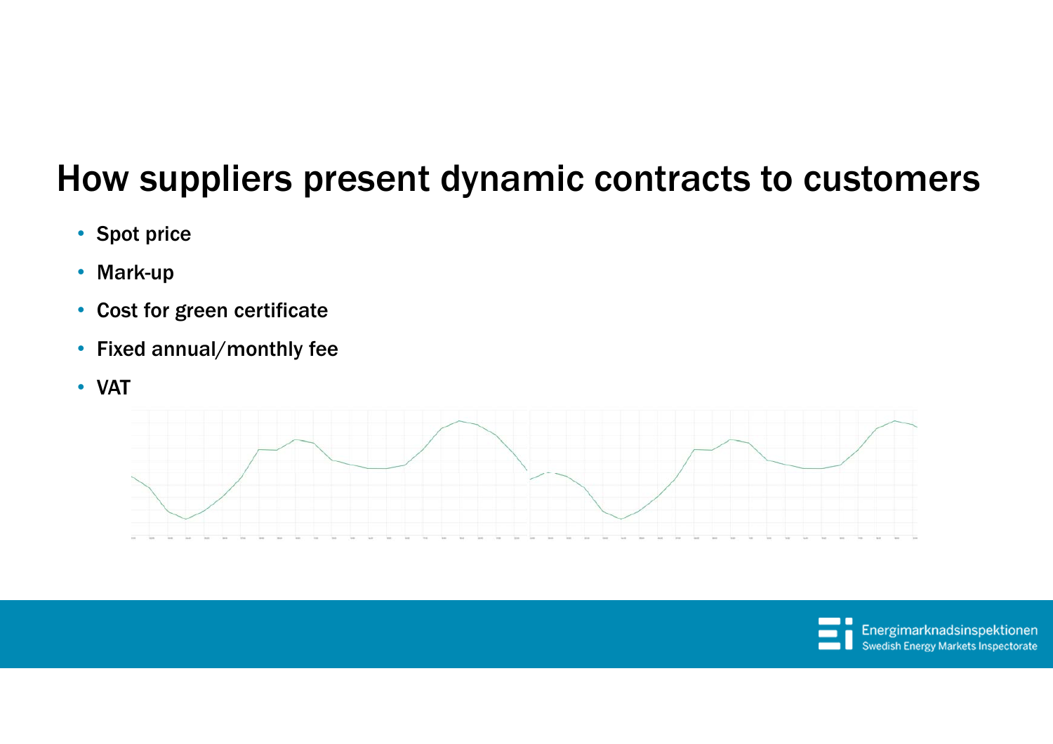# How suppliers present dynamic contracts to customers

- Spot price
- Mark-up
- Cost for green certificate
- Fixed annual/monthly fee
- VAT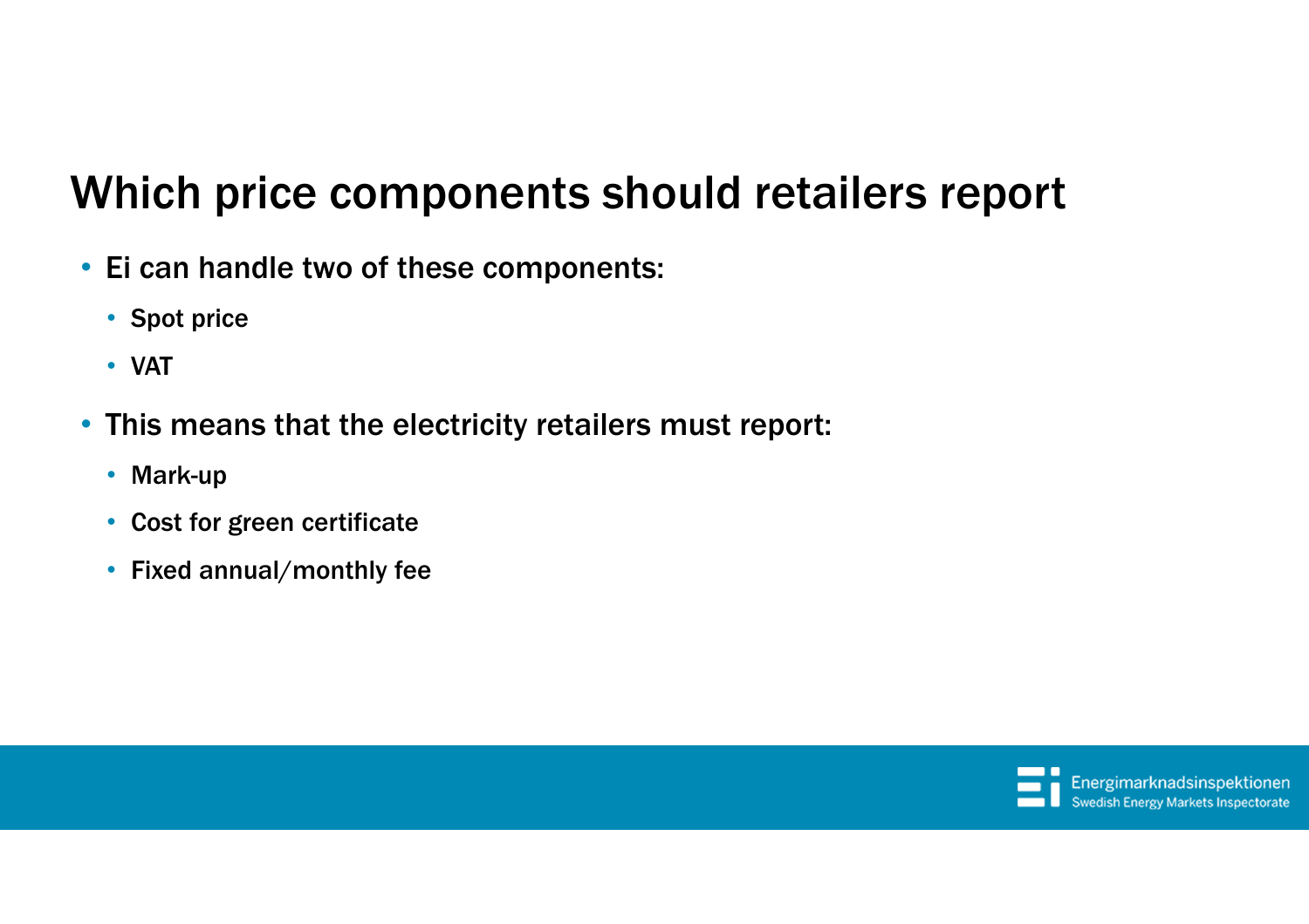# Which price components should retailers report

- Ei can handle two of these components:
  - Spot price
  - VAT
- This means that the electricity retailers must report:
  - Mark-up
  - Cost for green certificate
  - Fixed annual/monthly fee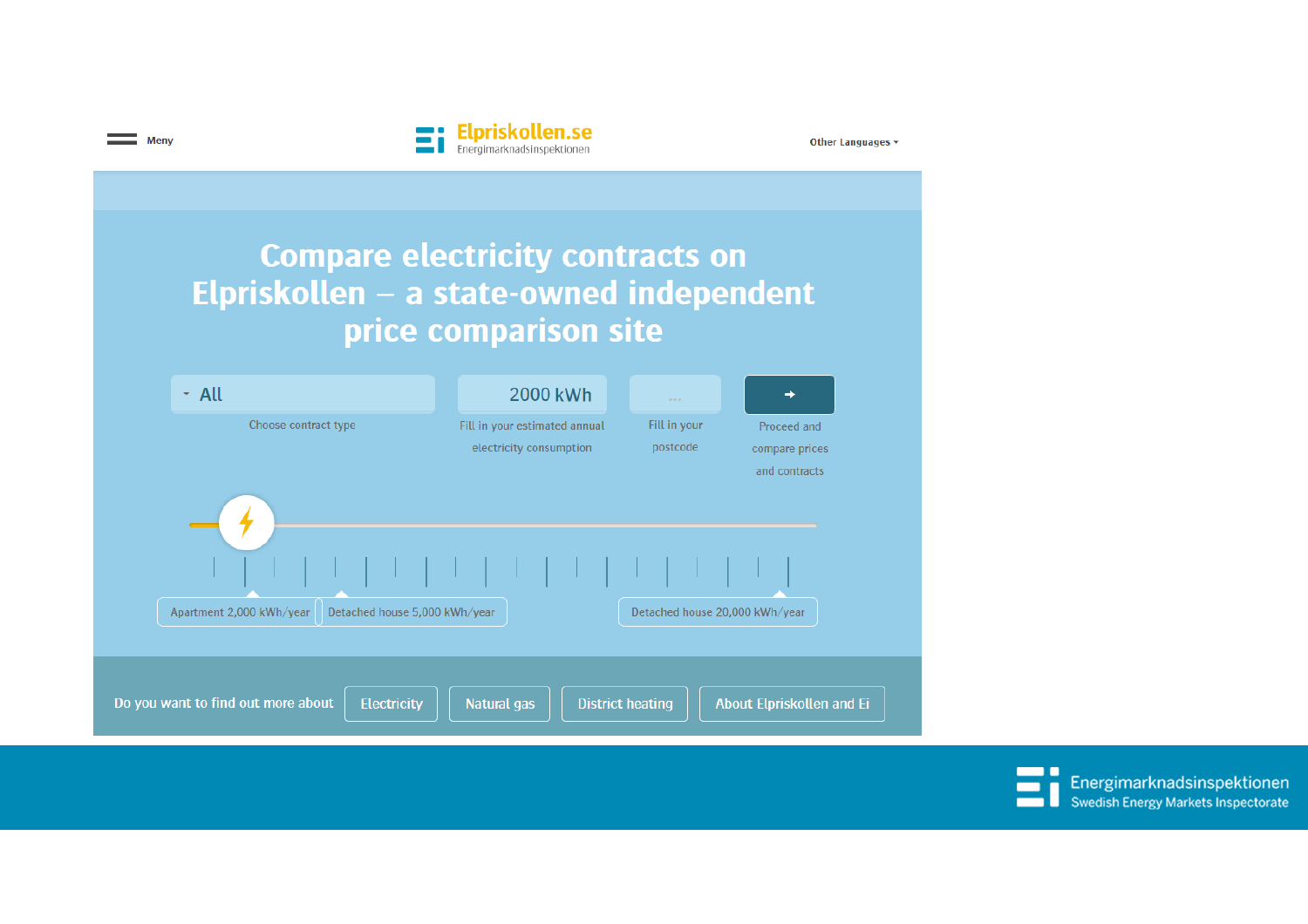Meny

Elpriskollen.se
Energimarknadsinspektionen

Other Languages

# Compare electricity contracts on Elpriskollen – a state-owned independent price comparison site

All — Choose contract type

2000 kWh — Fill in your estimated annual electricity consumption

... — Fill in your postcode

Proceed and compare prices and contracts

Apartment 2,000 kWh/year | Detached house 5,000 kWh/year | Detached house 20,000 kWh/year

Do you want to find out more about: Electricity | Natural gas | District heating | About Elpriskollen and Ei

Energimarknadsinspektionen
Swedish Energy Markets Inspectorate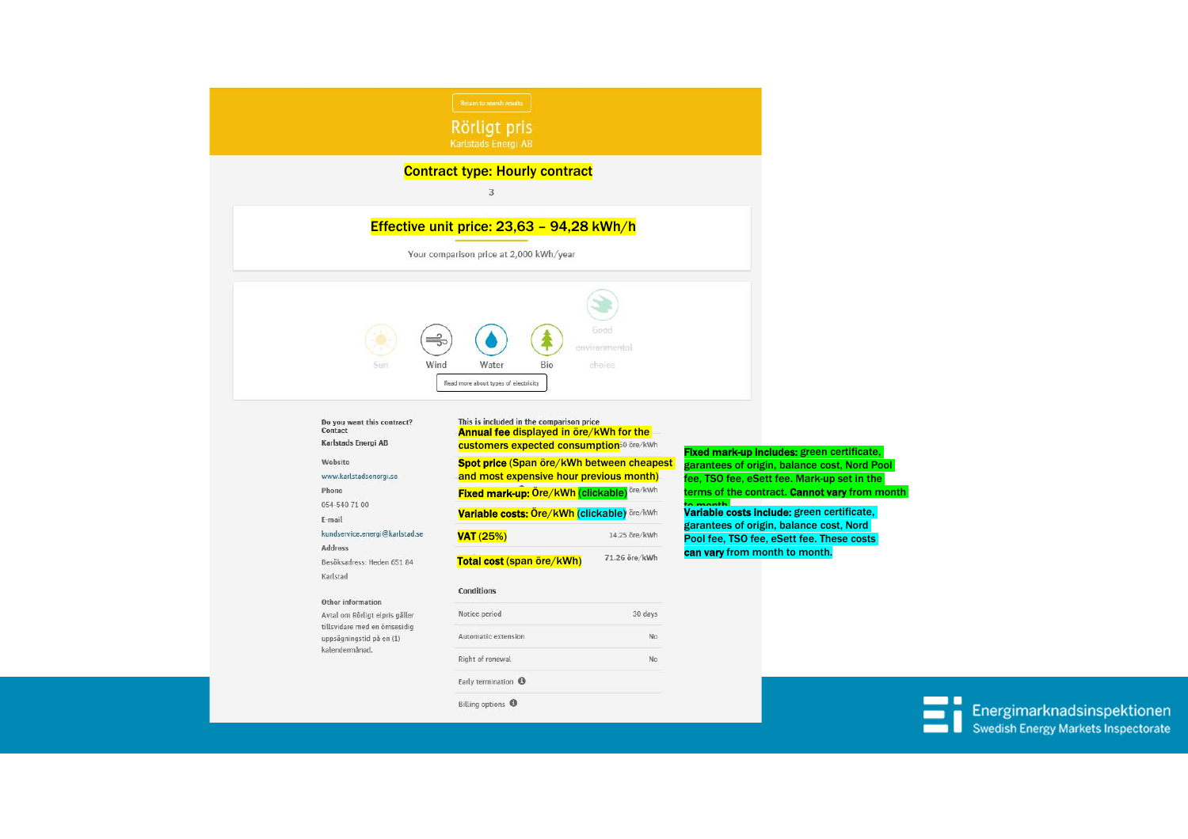Return to search results

# Rörligt pris

Karlstads Energi AB

**Contract type: Hourly contract**

3

**Effective unit price: 23,63 – 94,28 kWh/h**

Your comparison price at 2,000 kWh/year

Sun | Wind | Water | Bio | Good environmental choice

Read more about types of electricity

**Do you want this contract?**
**Contact**

Karlstads Energi AB

**Website**

www.karlstadsenergi.se

**Phone**

054-540 71 00

**E-mail**

kundservice.energi@karlstad.se

**Address**

Besöksadress: Heden 651 84

Karlstad

**Other information**

Avtal om Rörligt elpris gäller tillsvidare med en ömsesidig uppsägningstid på en (1) kalendermånad.

This is included in the comparison price

| | |
|---|---|
| **Annual fee** displayed in öre/kWh for the customers expected consumption | 50 öre/kWh |
| **Spot price** (Span öre/kWh between cheapest and most expensive hour previous month) | |
| **Fixed mark-up:** Öre/kWh (clickable) | öre/kWh |
| **Variable costs:** Öre/kWh (clickable) | öre/kWh |
| **VAT** (25%) | 14.25 öre/kWh |
| **Total cost** (span öre/kWh) | 71.26 öre/kWh |

**Conditions**

| | |
|---|---|
| Notice period | 30 days |
| Automatic extension | No |
| Right of renewal | No |
| Early termination | |
| Billing options | |

**Fixed mark-up Includes:** green certificate, garantees of origin, balance cost, Nord Pool fee, TSO fee, eSett fee. Mark-up set in the terms of the contract. **Cannot vary** from month to month.

**Variable costs include:** green certificate, garantees of origin, balance cost, Nord Pool fee, TSO fee, eSett fee. These costs **can vary** from month to month.

Energimarknadsinspektionen
Swedish Energy Markets Inspectorate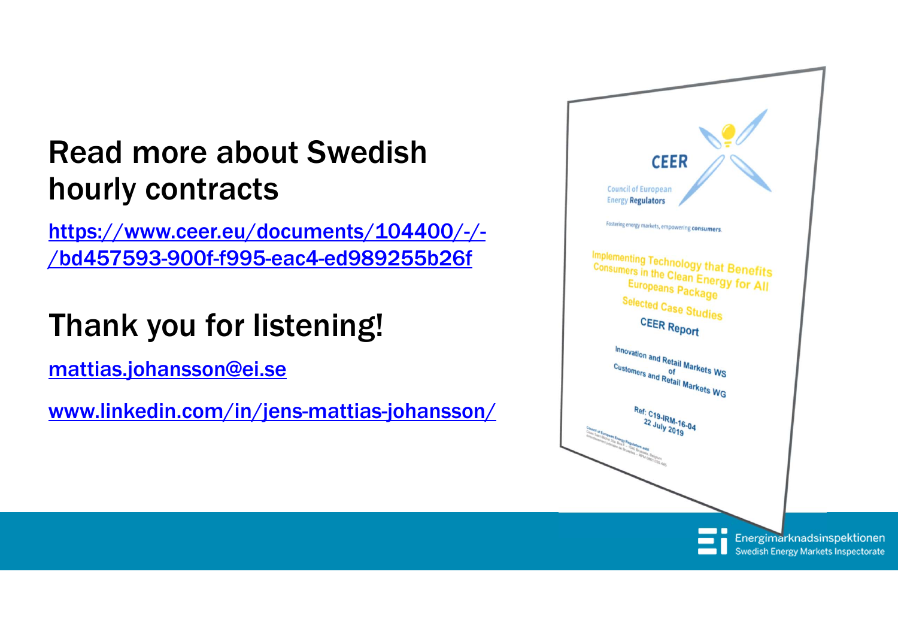# Read more about Swedish hourly contracts

https://www.ceer.eu/documents/104400/-/-/bd457593-900f-f995-eac4-ed989255b26f

# Thank you for listening!

mattias.johansson@ei.se

www.linkedin.com/in/jens-mattias-johansson/